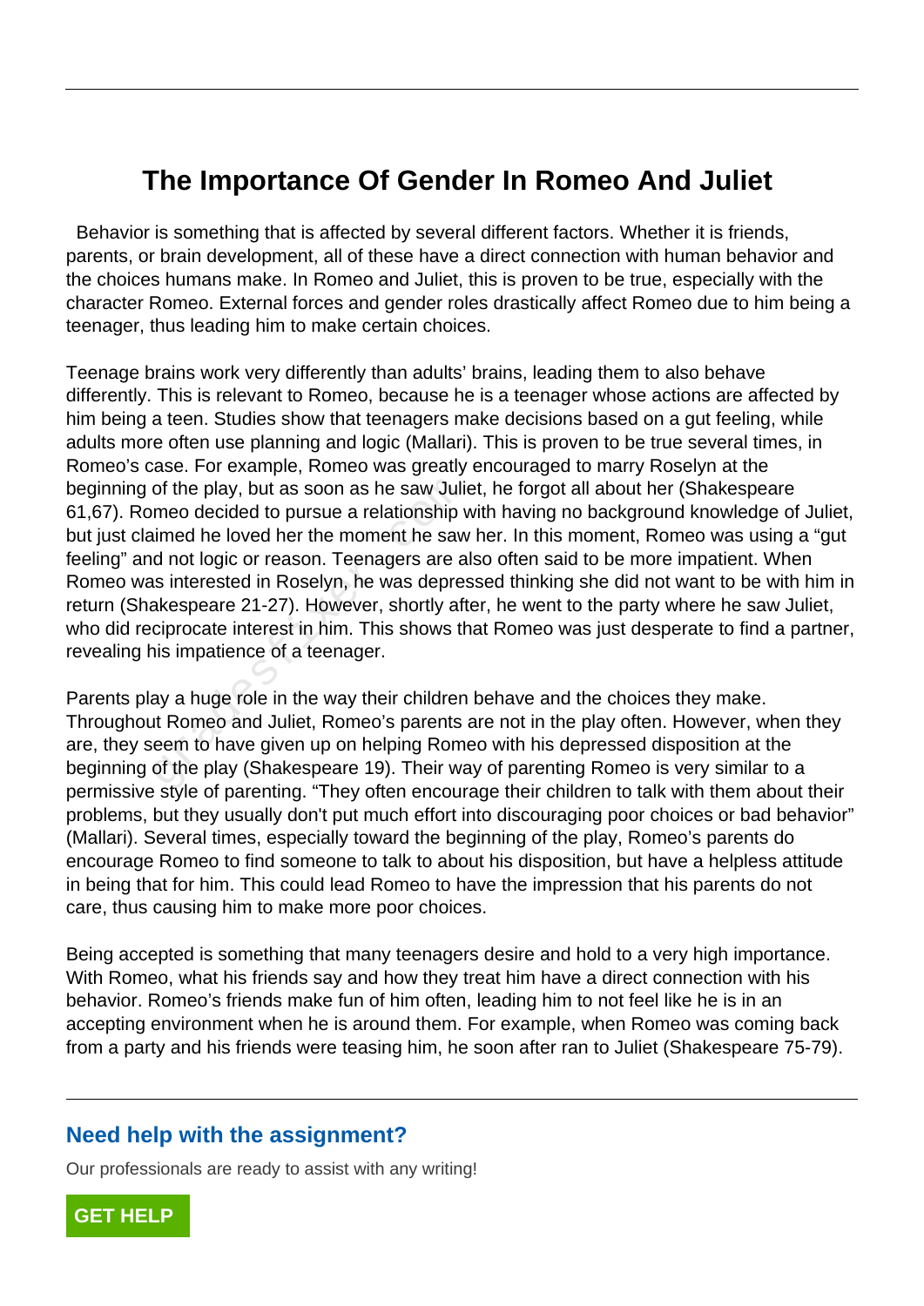# The Importance Of Gender In Romeo And Juliet

Behavior is something that is affected by several different factors. Whether it is friends, parents, or brain development, all of these have a direct connection with human behavior and the choices humans make. In Romeo and Juliet, this is proven to be true, especially with the character Romeo. External forces and gender roles drastically affect Romeo due to him being a teenager, thus leading him to make certain choices.

Teenage brains work very differently than adults' brains, leading them to also behave differently. This is relevant to Romeo, because he is a teenager whose actions are affected by him being a teen. Studies show that teenagers make decisions based on a gut feeling, while adults more often use planning and logic (Mallari). This is proven to be true several times, in Romeo's case. For example, Romeo was greatly encouraged to marry Roselyn at the beginning of the play, but as soon as he saw Juliet, he forgot all about her (Shakespeare 61,67). Romeo decided to pursue a relationship with having no background knowledge of Juliet, but just claimed he loved her the moment he saw her. In this moment, Romeo was using a "gut feeling" and not logic or reason. Teenagers are also often said to be more impatient. When Romeo was interested in Roselyn, he was depressed thinking she did not want to be with him in return (Shakespeare 21-27). However, shortly after, he went to the party where he saw Juliet, who did reciprocate interest in him. This shows that Romeo was just desperate to find a partner, revealing his impatience of a teenager.

Parents play a huge role in the way their children behave and the choices they make. Throughout Romeo and Juliet, Romeo's parents are not in the play often. However, when they are, they seem to have given up on helping Romeo with his depressed disposition at the beginning of the play (Shakespeare 19). Their way of parenting Romeo is very similar to a permissive style of parenting. "They often encourage their children to talk with them about their problems, but they usually don't put much effort into discouraging poor choices or bad behavior" (Mallari). Several times, especially toward the beginning of the play, Romeo's parents do encourage Romeo to find someone to talk to about his disposition, but have a helpless attitude in being that for him. This could lead Romeo to have the impression that his parents do not care, thus causing him to make more poor choices.

Being accepted is something that many teenagers desire and hold to a very high importance. With Romeo, what his friends say and how they treat him have a direct connection with his behavior. Romeo's friends make fun of him often, leading him to not feel like he is in an accepting environment when he is around them. For example, when Romeo was coming back from a party and his friends were teasing him, he soon after ran to Juliet (Shakespeare 75-79).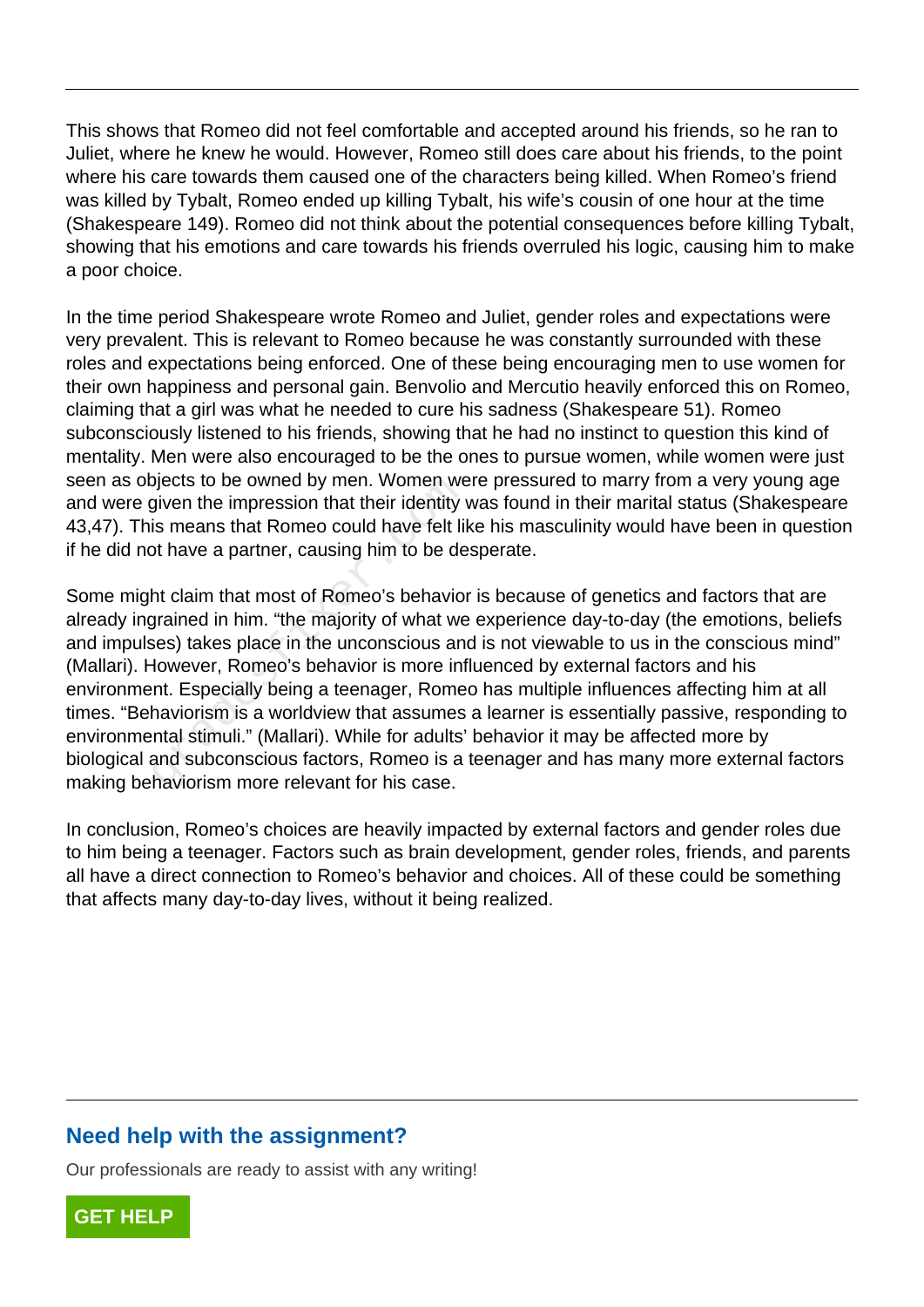This shows that Romeo did not feel comfortable and accepted around his friends, so he ran to Juliet, where he knew he would. However, Romeo still does care about his friends, to the point where his care towards them caused one of the characters being killed. When Romeo's friend was killed by Tybalt, Romeo ended up killing Tybalt, his wife's cousin of one hour at the time (Shakespeare 149). Romeo did not think about the potential consequences before killing Tybalt, showing that his emotions and care towards his friends overruled his logic, causing him to make a poor choice.

In the time period Shakespeare wrote Romeo and Juliet, gender roles and expectations were very prevalent. This is relevant to Romeo because he was constantly surrounded with these roles and expectations being enforced. One of these being encouraging men to use women for their own happiness and personal gain. Benvolio and Mercutio heavily enforced this on Romeo, claiming that a girl was what he needed to cure his sadness (Shakespeare 51). Romeo subconsciously listened to his friends, showing that he had no instinct to question this kind of mentality. Men were also encouraged to be the ones to pursue women, while women were just seen as objects to be owned by men. Women were pressured to marry from a very young age and were given the impression that their identity was found in their marital status (Shakespeare 43,47). This means that Romeo could have felt like his masculinity would have been in question if he did not have a partner, causing him to be desperate.

Some might claim that most of Romeo's behavior is because of genetics and factors that are already ingrained in him. "the majority of what we experience day-to-day (the emotions, beliefs and impulses) takes place in the unconscious and is not viewable to us in the conscious mind" (Mallari). However, Romeo's behavior is more influenced by external factors and his environment. Especially being a teenager, Romeo has multiple influences affecting him at all times. "Behaviorism is a worldview that assumes a learner is essentially passive, responding to environmental stimuli." (Mallari). While for adults' behavior it may be affected more by biological and subconscious factors, Romeo is a teenager and has many more external factors making behaviorism more relevant for his case.

In conclusion, Romeo's choices are heavily impacted by external factors and gender roles due to him being a teenager. Factors such as brain development, gender roles, friends, and parents all have a direct connection to Romeo's behavior and choices. All of these could be something that affects many day-to-day lives, without it being realized.

## Need help with the assignment?

Our professionals are ready to assist with any writing!

**GET HELP**